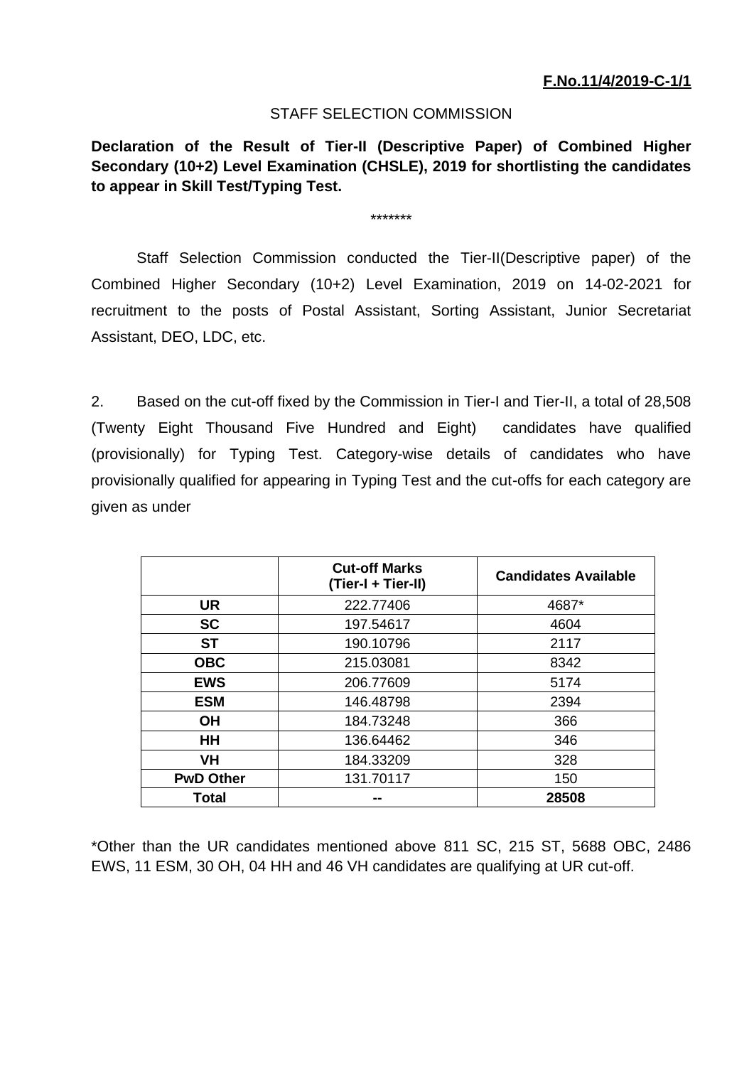**F.No.11/4/2019-C-1/1**

STAFF SELECTION COMMISSION

**Declaration of the Result of Tier-II (Descriptive Paper) of Combined Higher Secondary (10+2) Level Examination (CHSLE), 2019 for shortlisting the candidates to appear in Skill Test/Typing Test.**

*******

Staff Selection Commission conducted the Tier-II(Descriptive paper) of the Combined Higher Secondary (10+2) Level Examination, 2019 on 14-02-2021 for recruitment to the posts of Postal Assistant, Sorting Assistant, Junior Secretariat Assistant, DEO, LDC, etc.

2. Based on the cut-off fixed by the Commission in Tier-I and Tier-II, a total of 28,508 (Twenty Eight Thousand Five Hundred and Eight) candidates have qualified (provisionally) for Typing Test. Category-wise details of candidates who have provisionally qualified for appearing in Typing Test and the cut-offs for each category are given as under

| | **Cut-off Marks (Tier-I + Tier-II)** | **Candidates Available** |
|---|---|---|
| **UR** | 222.77406 | 4687* |
| **SC** | 197.54617 | 4604 |
| **ST** | 190.10796 | 2117 |
| **OBC** | 215.03081 | 8342 |
| **EWS** | 206.77609 | 5174 |
| **ESM** | 146.48798 | 2394 |
| **OH** | 184.73248 | 366 |
| **HH** | 136.64462 | 346 |
| **VH** | 184.33209 | 328 |
| **PwD Other** | 131.70117 | 150 |
| **Total** | **--** | **28508** |

*Other than the UR candidates mentioned above 811 SC, 215 ST, 5688 OBC, 2486 EWS, 11 ESM, 30 OH, 04 HH and 46 VH candidates are qualifying at UR cut-off.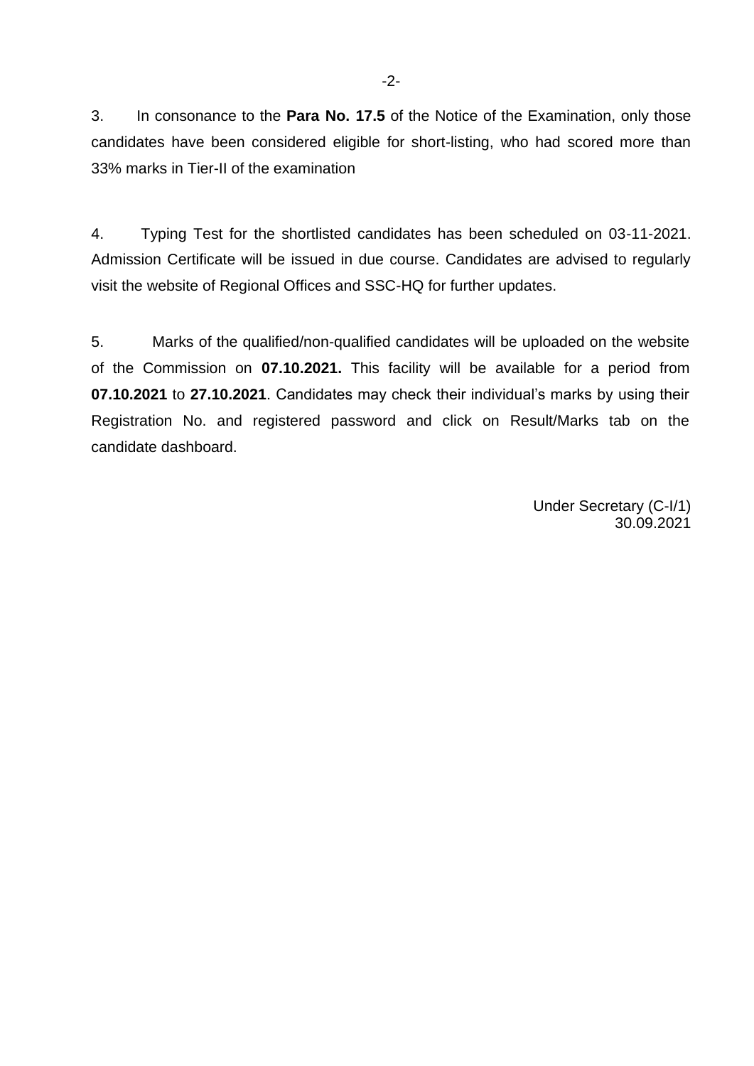3. In consonance to the **Para No. 17.5** of the Notice of the Examination, only those candidates have been considered eligible for short-listing, who had scored more than 33% marks in Tier-II of the examination

4. Typing Test for the shortlisted candidates has been scheduled on 03-11-2021. Admission Certificate will be issued in due course. Candidates are advised to regularly visit the website of Regional Offices and SSC-HQ for further updates.

5. Marks of the qualified/non-qualified candidates will be uploaded on the website of the Commission on **07.10.2021.** This facility will be available for a period from **07.10.2021** to **27.10.2021**. Candidates may check their individual's marks by using their Registration No. and registered password and click on Result/Marks tab on the candidate dashboard.

Under Secretary (C-I/1)
30.09.2021